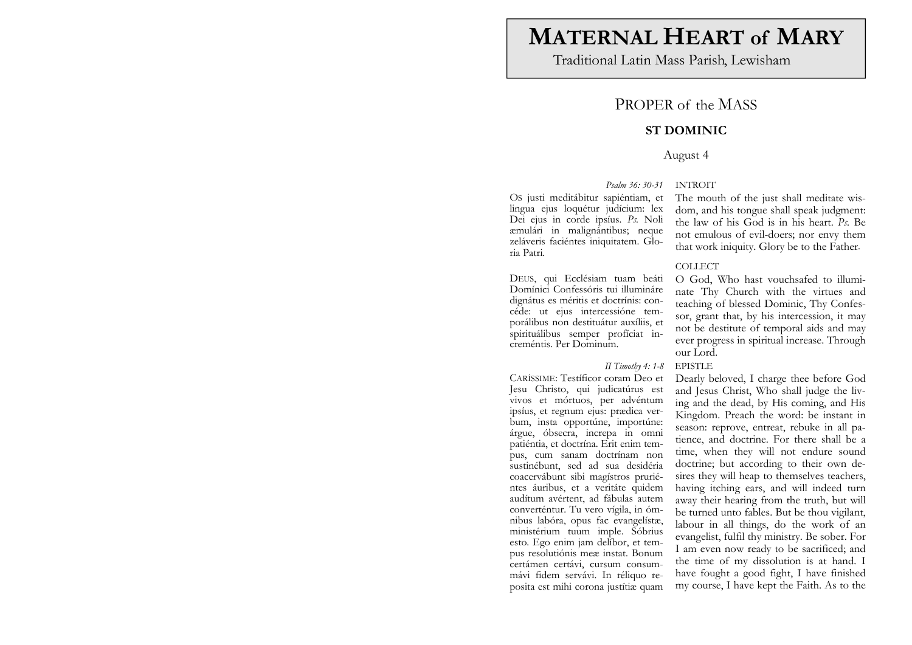# **MATERNAL HEART of MARY**

Traditional Latin Mass Parish, Lewisham

## PROPER of the MASS

### ST DOMINIC

August 4

*Psalm 36: 30-31*

INTROIT

OS justi meditábitur sapiéntiam, et lingua ejus loquétur judícium: lex Dei ejus in corde ipsíus. *Ps.* Noli æmulári in malignántibus; neque zeláveris faciéntes iniquitatem. Gloria Patri.

The mouth of the just shall meditate wisdom, and his tongue shall speak judgment: the law of his God is in his heart. *Ps.* Be not emulous of evil-doers; nor envy them that work iniquity. Glory be to the Father.

COLLECT

DEUS, qui Ecclésiam tuam beáti Domínici Confessóris tui illumináre dignátus es méritis et doctrínis: concéde: ut ejus intercessióne temporálibus non destituátur auxíliis, et spirituálibus semper profíciat increméntis. Per Dominum.

O God, Who hast vouchsafed to illuminate Thy Church with the virtues and teaching of blessed Dominic, Thy Confessor, grant that, by his intercession, it may not be destitute of temporal aids and may ever progress in spiritual increase. Through our Lord.

*II Timothy 4: 1-8*

EPISTLE

CARÍSSIME: Testíficor coram Deo et Jesu Christo, qui judicatúrus est vivos et mórtuos, per advéntum ipsíus, et regnum ejus: prædica verbum, insta opportúne, importúne: árgue, óbsecra, íncrepa in omni patiéntia, et doctrína. Erit enim tempus, cum sanam doctrínam non sustinébunt, sed ad sua desidéria coacervábunt sibi magístros pruriéntes áuribus, et a veritáte quidem audítum avértent, ad fábulas autem converténtur. Tu vero vígila, in ómnibus labóra, opus fac evangelístæ, ministérium tuum imple. Sóbrius esto. Ego enim jam delíbor, et tempus resolutiónis meæ instat. Bonum certámen certávi, cursum consummávi fidem servávi. In réliquo repósita est mihi corona justítiæ quam

Dearly beloved, I charge thee before God and Jesus Christ, Who shall judge the living and the dead, by His coming, and His Kingdom. Preach the word: be instant in season: reprove, entreat, rebuke in all patience, and doctrine. For there shall be a time, when they will not endure sound doctrine; but according to their own desires they will heap to themselves teachers, having itching ears, and will indeed turn away their hearing from the truth, but will be turned unto fables. But be thou vigilant, labour in all things, do the work of an evangelist, fulfil thy ministry. Be sober. For I am even now ready to be sacrificed; and the time of my dissolution is at hand. I have fought a good fight, I have finished my course, I have kept the Faith. As to the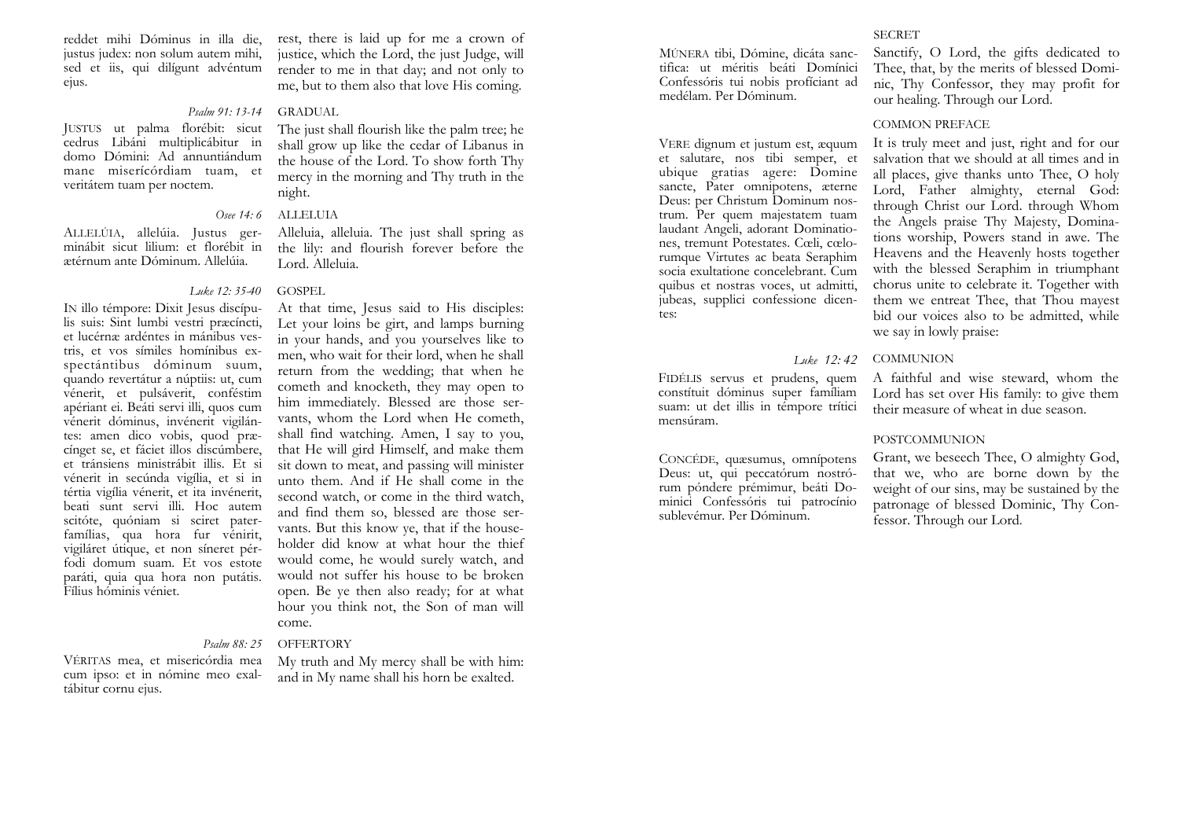reddet mihi Dóminus in illa die, justus judex: non solum autem mihi, sed et iis, qui dilígunt advéntum ejus.

rest, there is laid up for me a crown of justice, which the Lord, the just Judge, will render to me in that day; and not only to me, but to them also that love His coming.

### GRADUAL

*Psalm 91: 13-14*

JUSTUS ut palma florébit: sicut cedrus Libáni multiplicábitur in domo Dómini: Ad annuntiándum mane misericórdiam tuam, et veritátem tuam per noctem.

The just shall flourish like the palm tree; he shall grow up like the cedar of Libanus in the house of the Lord. To show forth Thy mercy in the morning and Thy truth in the night.

### ALLELUIA

*Osee 14: 6*

ALLELÚIA, allelúia. Justus germinábit sicut lílium: et florébit in ætérnum ante Dóminum. Allelúia.

Alleluia, alleluia. The just shall spring as the lily: and flourish forever before the Lord. Alleluia.

### GOSPEL

*Luke 12: 35-40*

IN illo témpore: Dixit Jesus discípulis suis: Sint lumbi vestri præcíncti, et lucérnæ ardéntes in mánibus vestris, et vos símiles homínibus exspectántibus dóminum suum, quando revertátur a núptiis: ut, cum vénerit, et pulsáverit, conféstim apériant ei. Beáti servi illi, quos cum vénerit dóminus, invénerit vigilántes: amen dico vobis, quod præcínget se, et fáciet illos discúmbere, et tránsiens ministrábit illis. Et si vénerit in secúnda vigília, et si in tértia vigília vénerit, et ita invénerit, beati sunt servi illi. Hoc autem scitóte, quóniam si sciret paterfamílias, qua hora fur veníret, vigiláret útique, et non síneret pérfodi domum suam. Et vos estote paráti, quia qua hora non putátis. Fílius hóminis véniet.

At that time, Jesus said to His disciples: Let your loins be girt, and lamps burning in your hands, and you yourselves like to men, who wait for their lord, when he shall return from the wedding; that when he cometh and knocketh, they may open to him immediately. Blessed are those servants, whom the Lord when He cometh, shall find watching. Amen, I say to you, that He will gird Himself, and make them sit down to meat, and passing will minister unto them. And if He shall come in the second watch, or come in the third watch, and find them so, blessed are those servants. But this know ye, that if the householder did know at what hour the thief would come, he would surely watch, and would not suffer his house to be broken open. Be ye then also ready; for at what hour you think not, the Son of man will come.

### OFFERTORY

*Psalm 88: 25*

VÉRITAS mea, et misericórdia mea cum ipso: et in nómine meo exaltábitur cornu ejus.

My truth and My mercy shall be with him: and in My name shall his horn be exalted.

### SECRET

MÚNERA tibi, Dómine, dicáta sanctífica: ut méritis beáti Domínici Confessóris tui nobis profíciant ad medélam. Per Dóminum.

Sanctify, O Lord, the gifts dedicated to Thee, that, by the merits of blessed Dominic, Thy Confessor, they may profit for our healing. Through our Lord.

### COMMON PREFACE

VERE dignum et justum est, æquum et salutare, nos tibi semper, et ubique gratias agere: Domine sancte, Pater omnipotens, æterne Deus: per Christum Dominum nostrum. Per quem majestatem tuam laudant Angeli, adorant Dominationes, tremunt Potestates. Cœli, cœlorumque Virtutes ac beata Seraphim socia exultatione concelebrant. Cum quibus et nostras voces, ut admitti, jubeas, supplici confessione dicentes:

It is truly meet and just, right and for our salvation that we should at all times and in all places, give thanks unto Thee, O holy Lord, Father almighty, eternal God: through Christ our Lord. through Whom the Angels praise Thy Majesty, Dominations worship, Powers stand in awe. The Heavens and the Heavenly hosts together with the blessed Seraphim in triumphant chorus unite to celebrate it. Together with them we entreat Thee, that Thou mayest bid our voices also to be admitted, while we say in lowly praise:

### COMMUNION

*Luke 12: 42*

FIDÉLIS servus et prudens, quem constítuit dóminus super famíliam suam: ut det illis in témpore trítici mensúram.

A faithful and wise steward, whom the Lord has set over His family: to give them their measure of wheat in due season.

### POSTCOMMUNION

CONCÉDE, quæsumus, omnípotens Deus: ut, qui peccatórum nostrórum póndere prémimur, beáti Domínici Confessóris tui patrocínio sublevémur. Per Dóminum.

Grant, we beseech Thee, O almighty God, that we, who are borne down by the weight of our sins, may be sustained by the patronage of blessed Dominic, Thy Confessor. Through our Lord.